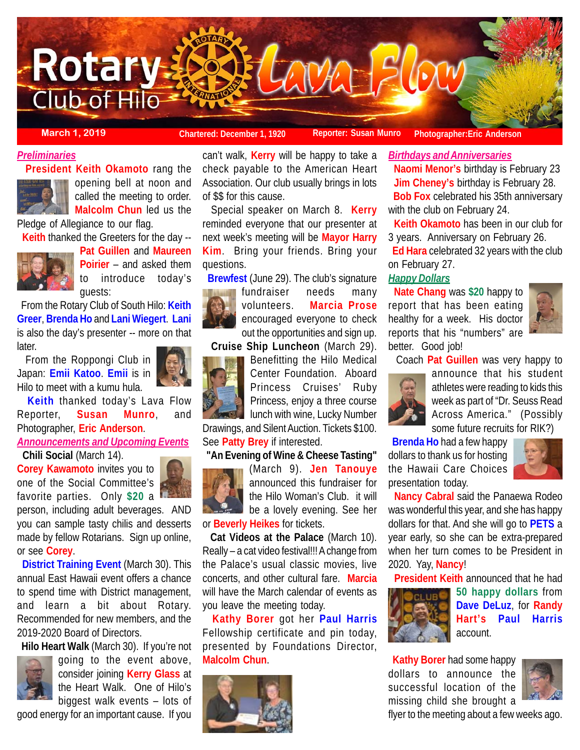# Rotary Club of Hilo Lava Flow

**March 1, 2019** | **Chartered: December 1, 1920** | **Reporter: Susan Munro** | **Photographer: Eric Anderson**

## *Preliminaries*

**President Keith Okamoto** rang the opening bell at noon and called the meeting to order. **Malcolm Chun** led us the Pledge of Allegiance to our flag.

**Keith** thanked the Greeters for the day -- **Pat Guillen** and **Maureen Poirier** – and asked them to introduce today's guests:

From the Rotary Club of South Hilo: **Keith Greer**, **Brenda Ho** and **Lani Wiegert**. **Lani** is also the day's presenter -- more on that later.

From the Roppongi Club in Japan: **Emii Katoo**. **Emii** is in Hilo to meet with a kumu hula.

**Keith** thanked today's Lava Flow Reporter, **Susan Munro**, and Photographer, **Eric Anderson**.

## *Announcements and Upcoming Events*

**Chili Social** (March 14). **Corey Kawamoto** invites you to one of the Social Committee's favorite parties. Only **$20** a person, including adult beverages. AND you can sample tasty chilis and desserts made by fellow Rotarians. Sign up online, or see **Corey**.

**District Training Event** (March 30). This annual East Hawaii event offers a chance to spend time with District management, and learn a bit about Rotary. Recommended for new members, and the 2019-2020 Board of Directors.

**Hilo Heart Walk** (March 30). If you're not going to the event above, consider joining **Kerry Glass** at the Heart Walk. One of Hilo's biggest walk events – lots of good energy for an important cause. If you can't walk, **Kerry** will be happy to take a check payable to the American Heart Association. Our club usually brings in lots of $$ for this cause.

Special speaker on March 8. **Kerry** reminded everyone that our presenter at next week's meeting will be **Mayor Harry Kim**. Bring your friends. Bring your questions.

**Brewfest** (June 29). The club's signature fundraiser needs many volunteers. **Marcia Prose** encouraged everyone to check out the opportunities and sign up.

**Cruise Ship Luncheon** (March 29). Benefitting the Hilo Medical Center Foundation. Aboard Princess Cruises' Ruby Princess, enjoy a three course lunch with wine, Lucky Number Drawings, and Silent Auction. Tickets $100. See **Patty Brey** if interested.

**"An Evening of Wine & Cheese Tasting"** (March 9). **Jen Tanouye** announced this fundraiser for the Hilo Woman's Club. it will be a lovely evening. See her or **Beverly Heikes** for tickets.

**Cat Videos at the Palace** (March 10). Really – a cat video festival!!! A change from the Palace's usual classic movies, live concerts, and other cultural fare. **Marcia** will have the March calendar of events as you leave the meeting today.

**Kathy Borer** got her **Paul Harris** Fellowship certificate and pin today, presented by Foundations Director, **Malcolm Chun**.

## *Birthdays and Anniversaries*

**Naomi Menor's** birthday is February 23

**Jim Cheney's** birthday is February 28.

**Bob Fox** celebrated his 35th anniversary with the club on February 24.

**Keith Okamoto** has been in our club for 3 years. Anniversary on February 26.

**Ed Hara** celebrated 32 years with the club on February 27.

## *Happy Dollars*

**Nate Chang** was **$20** happy to report that has been eating healthy for a week. His doctor reports that his "numbers" are better. Good job!

Coach **Pat Guillen** was very happy to announce that his student athletes were reading to kids this week as part of "Dr. Seuss Read Across America." (Possibly some future recruits for RIK?)

**Brenda Ho** had a few happy dollars to thank us for hosting the Hawaii Care Choices presentation today.

**Nancy Cabral** said the Panaewa Rodeo was wonderful this year, and she has happy dollars for that. And she will go to **PETS** a year early, so she can be extra-prepared when her turn comes to be President in 2020. Yay, **Nancy**!

**President Keith** announced that he had **50 happy dollars** from **Dave DeLuz**, for **Randy Hart's Paul Harris** account.

**Kathy Borer** had some happy dollars to announce the successful location of the missing child she brought a flyer to the meeting about a few weeks ago.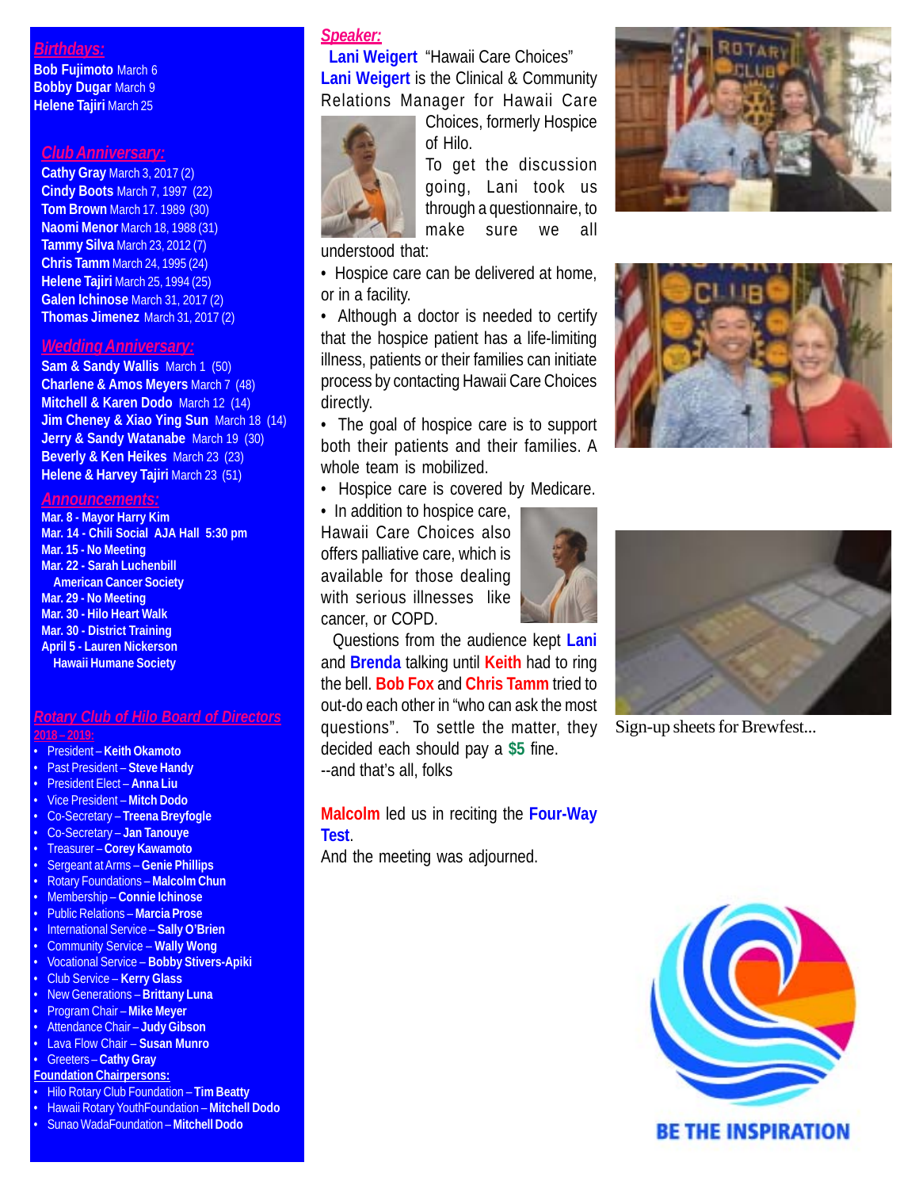## Birthdays:

**Bob Fujimoto** March 6
**Bobby Dugar** March 9
**Helene Tajiri** March 25

## Club Anniversary:

**Cathy Gray** March 3, 2017 (2)
**Cindy Boots** March 7, 1997 (22)
**Tom Brown** March 17. 1989 (30)
**Naomi Menor** March 18, 1988 (31)
**Tammy Silva** March 23, 2012 (7)
**Chris Tamm** March 24, 1995 (24)
**Helene Tajiri** March 25, 1994 (25)
**Galen Ichinose** March 31, 2017 (2)
**Thomas Jimenez** March 31, 2017 (2)

## Wedding Anniversary:

**Sam & Sandy Wallis** March 1 (50)
**Charlene & Amos Meyers** March 7 (48)
**Mitchell & Karen Dodo** March 12 (14)
**Jim Cheney & Xiao Ying Sun** March 18 (14)
**Jerry & Sandy Watanabe** March 19 (30)
**Beverly & Ken Heikes** March 23 (23)
**Helene & Harvey Tajiri** March 23 (51)

## Announcements:

**Mar. 8 - Mayor Harry Kim**
**Mar. 14 - Chili Social AJA Hall 5:30 pm**
**Mar. 15 - No Meeting**
**Mar. 22 - Sarah Luchenbill**
**American Cancer Society**
**Mar. 29 - No Meeting**
**Mar. 30 - Hilo Heart Walk**
**Mar. 30 - District Training**
**April 5 - Lauren Nickerson**
**Hawaii Humane Society**

## Rotary Club of Hilo Board of Directors

**2018 – 2019:**

- President – **Keith Okamoto**
- Past President – **Steve Handy**
- President Elect – **Anna Liu**
- Vice President – **Mitch Dodo**
- Co-Secretary – **Treena Breyfogle**
- Co-Secretary – **Jan Tanouye**
- Treasurer – **Corey Kawamoto**
- Sergeant at Arms – **Genie Phillips**
- Rotary Foundations – **Malcolm Chun**
- Membership – **Connie Ichinose**
- Public Relations – **Marcia Prose**
- International Service – **Sally O'Brien**
- Community Service – **Wally Wong**
- Vocational Service – **Bobby Stivers-Apiki**
- Club Service – **Kerry Glass**
- New Generations – **Brittany Luna**
- Program Chair – **Mike Meyer**
- Attendance Chair – **Judy Gibson**
- Lava Flow Chair – **Susan Munro**
- Greeters – **Cathy Gray**

**Foundation Chairpersons:**

- Hilo Rotary Club Foundation – **Tim Beatty**
- Hawaii Rotary YouthFoundation – **Mitchell Dodo**
- Sunao WadaFoundation – **Mitchell Dodo**

## Speaker:

**Lani Weigert** "Hawaii Care Choices"

**Lani Weigert** is the Clinical & Community Relations Manager for Hawaii Care Choices, formerly Hospice of Hilo.

To get the discussion going, Lani took us through a questionnaire, to make sure we all understood that:

- Hospice care can be delivered at home, or in a facility.
- Although a doctor is needed to certify that the hospice patient has a life-limiting illness, patients or their families can initiate process by contacting Hawaii Care Choices directly.
- The goal of hospice care is to support both their patients and their families. A whole team is mobilized.
- Hospice care is covered by Medicare.
- In addition to hospice care, Hawaii Care Choices also offers palliative care, which is available for those dealing with serious illnesses like cancer, or COPD.

Questions from the audience kept **Lani** and **Brenda** talking until **Keith** had to ring the bell. **Bob Fox** and **Chris Tamm** tried to out-do each other in "who can ask the most questions". To settle the matter, they decided each should pay a **$5** fine.

--and that's all, folks

**Malcolm** led us in reciting the **Four-Way Test**.

And the meeting was adjourned.

Sign-up sheets for Brewfest...

**BE THE INSPIRATION**